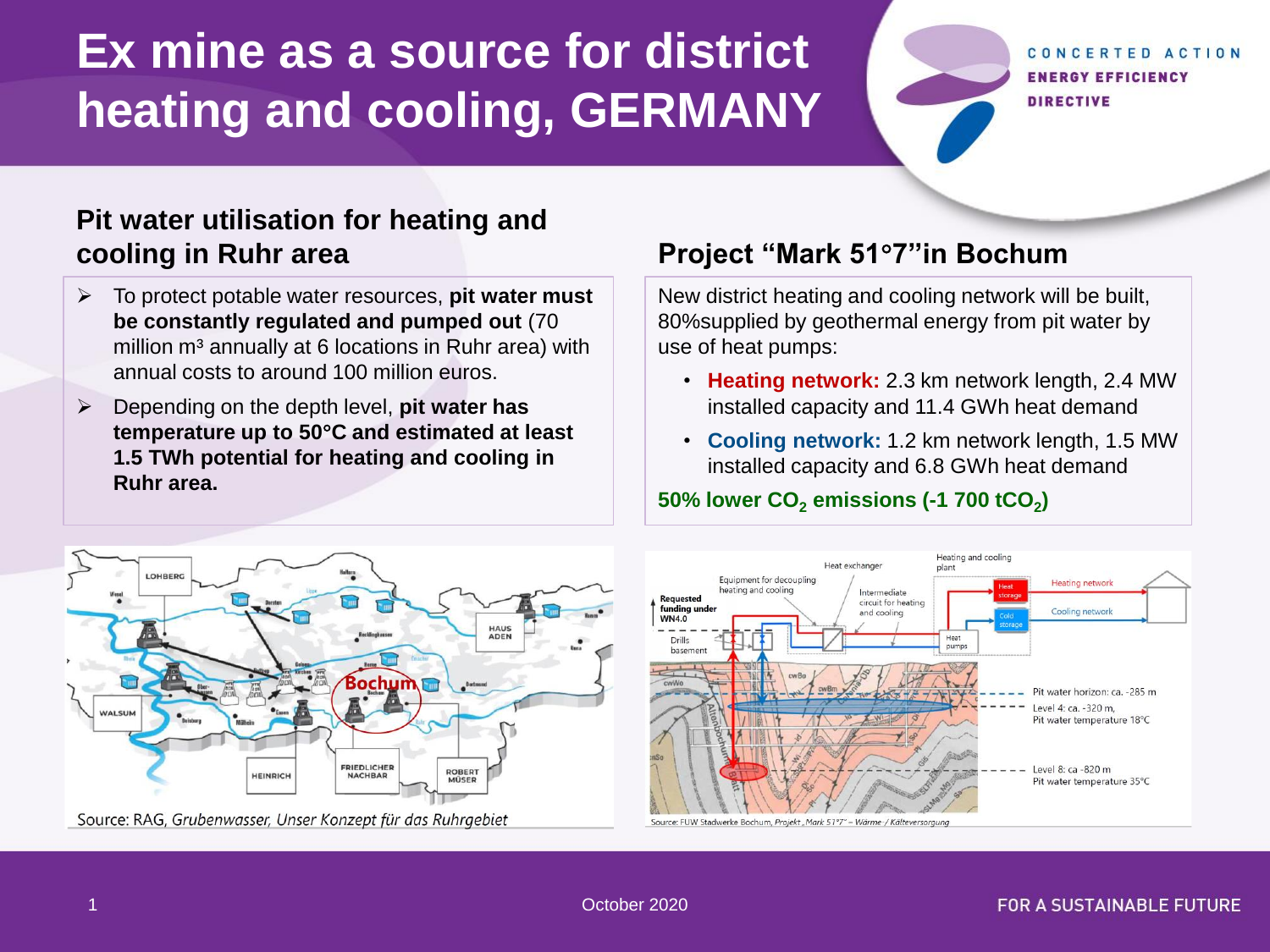# Ex mine as a source for district heating and cooling, GERMANY

## Pit water utilisation for heating and cooling in Ruhr area

- To protect potable water resources, **pit water must be constantly regulated and pumped out** (70 million m³ annually at 6 locations in Ruhr area) with annual costs to around 100 million euros.
- Depending on the depth level, **pit water has temperature up to 50°C and estimated at least 1.5 TWh potential for heating and cooling in Ruhr area.**

Source: RAG, *Grubenwasser, Unser Konzept für das Ruhrgebiet*

## Project "Mark 51°7" in Bochum

New district heating and cooling network will be built, 80%supplied by geothermal energy from pit water by use of heat pumps:

- **Heating network:** 2.3 km network length, 2.4 MW installed capacity and 11.4 GWh heat demand
- **Cooling network:** 1.2 km network length, 1.5 MW installed capacity and 6.8 GWh heat demand

**50% lower $CO_2$ emissions (-1 700 $tCO_2$)**

Source: FUW Stadtwerke Bochum, *Projekt „Mark 51°7" – Wärme-/ Kälteversorgung*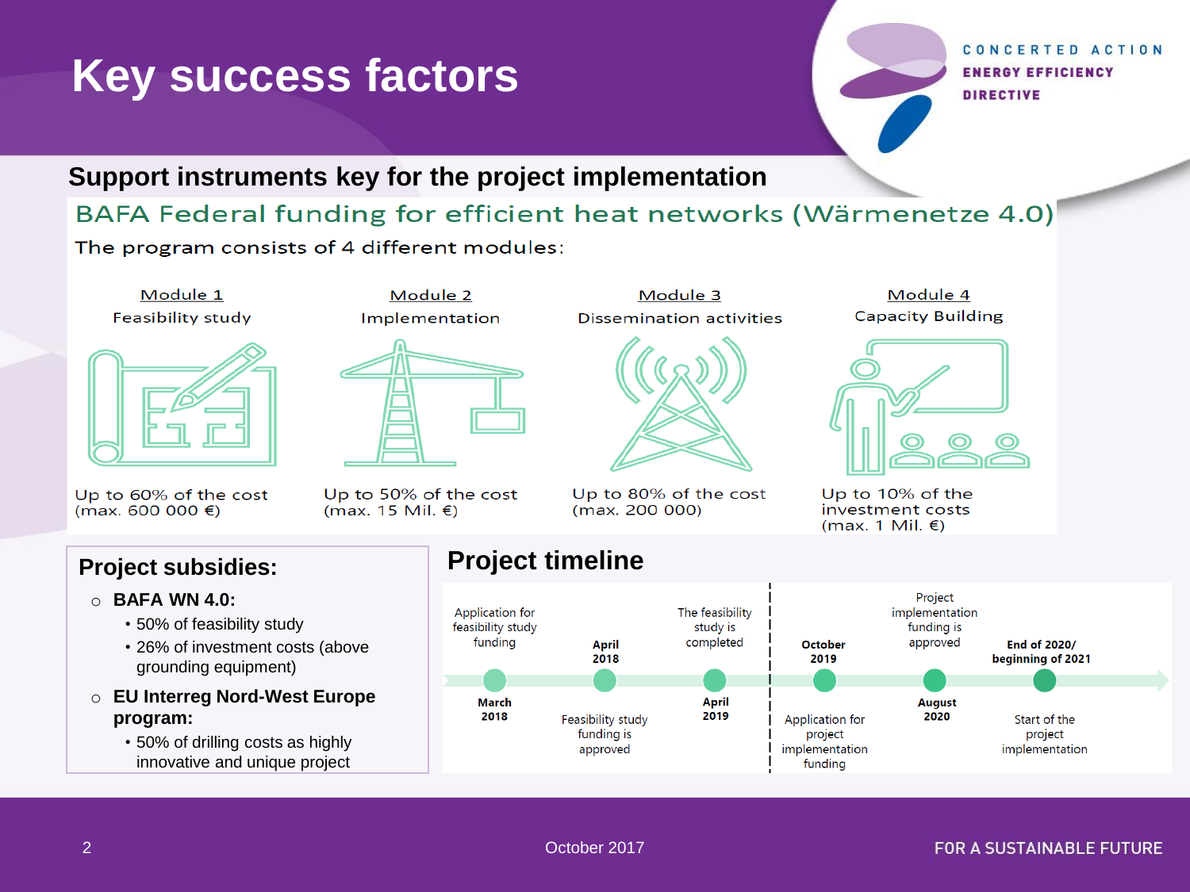# Key success factors

## Support instruments key for the project implementation

### BAFA Federal funding for efficient heat networks (Wärmenetze 4.0)

The program consists of 4 different modules:

| Module 1 | Module 2 | Module 3 | Module 4 |
|---|---|---|---|
| Feasibility study | Implementation | Dissemination activities | Capacity Building |
| Up to 60% of the cost (max. 600 000 €) | Up to 50% of the cost (max. 15 Mil. €) | Up to 80% of the cost (max. 200 000) | Up to 10% of the investment costs (max. 1 Mil. €) |

### Project subsidies:

- **BAFA WN 4.0:**
  - 50% of feasibility study
  - 26% of investment costs (above grounding equipment)
- **EU Interreg Nord-West Europe program:**
  - 50% of drilling costs as highly innovative and unique project

### Project timeline

- **March 2018** – Application for feasibility study funding
- **April 2018** – Feasibility study funding is approved
- **April 2019** – The feasibility study is completed
- **October 2019** – Application for project implementation funding
- **August 2020** – Project implementation funding is approved
- **End of 2020/ beginning of 2021** – Start of the project implementation

October 2017

FOR A SUSTAINABLE FUTURE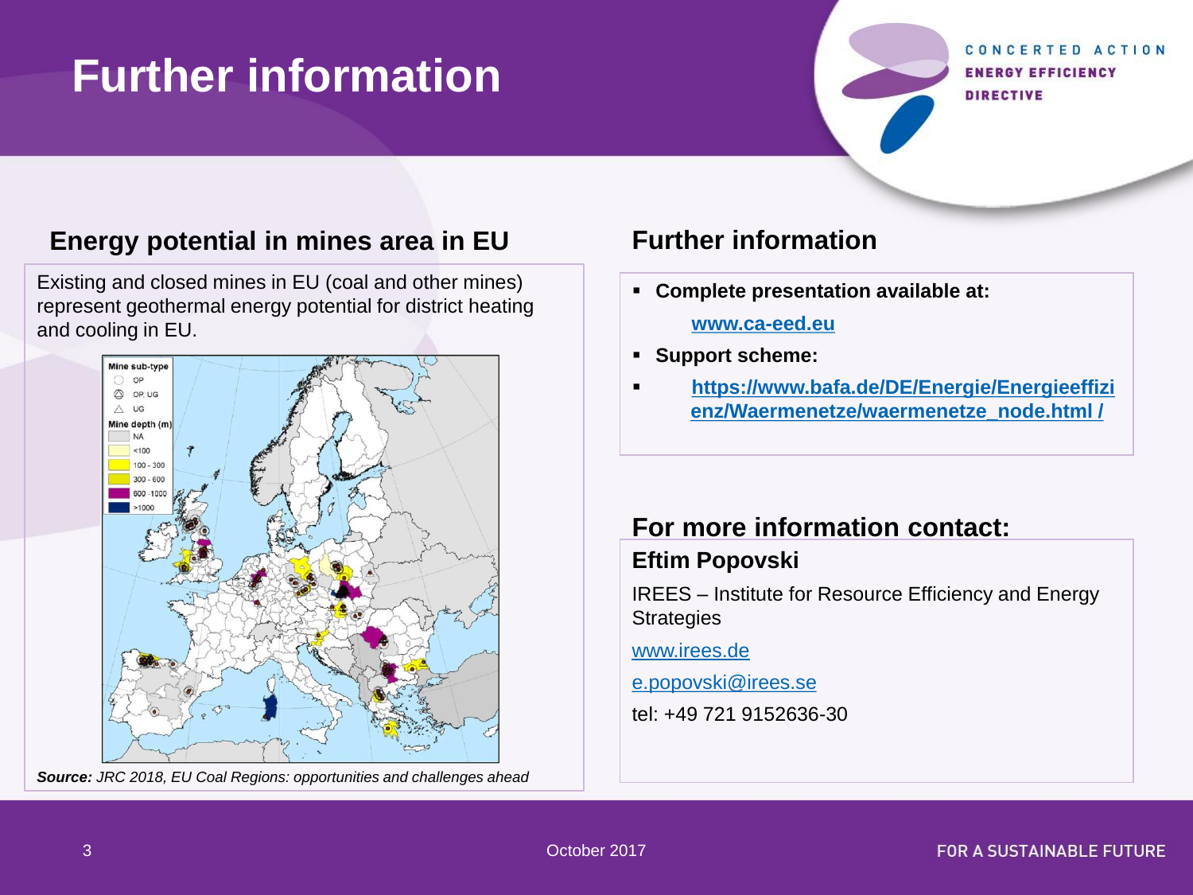# Further information

## Energy potential in mines area in EU

Existing and closed mines in EU (coal and other mines) represent geothermal energy potential for district heating and cooling in EU.

Mine sub-type
OP
OP, UG
UG
Mine depth (m)
NA
<100
100 - 300
300 - 600
600 - 1000
>1000

***Source:*** *JRC 2018, EU Coal Regions: opportunities and challenges ahead*

## Further information

- **Complete presentation available at:**

  **www.ca-eed.eu**
- **Support scheme:**
- **https://www.bafa.de/DE/Energie/Energieeffizienz/Waermenetze/waermenetze_node.html /**

## For more information contact:

**Eftim Popovski**

IREES – Institute for Resource Efficiency and Energy Strategies

www.irees.de

e.popovski@irees.se

tel: +49 721 9152636-30